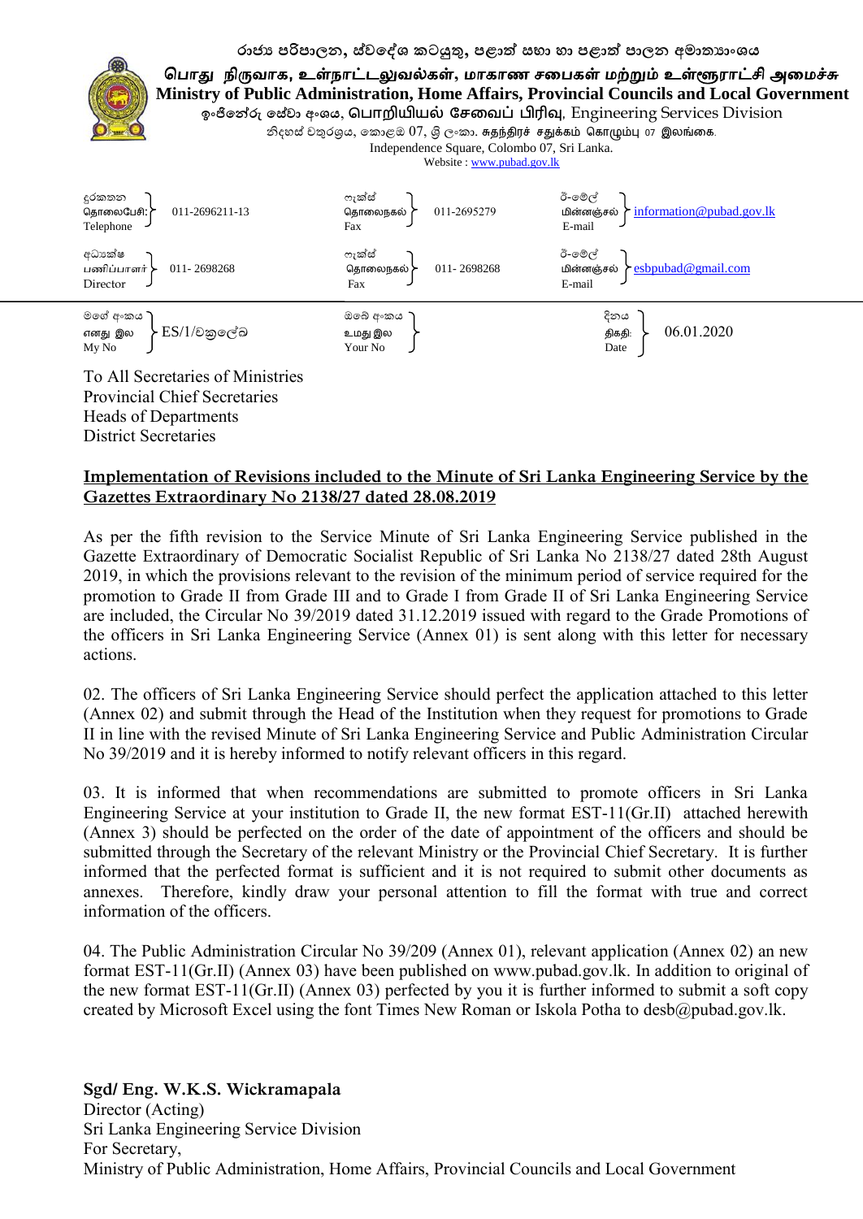රාජ්‍ය පරිපාලන, ස්වදේශ කටයුතු, පළාත් සභා හා පළාත් පාලන අමාත්‍යාංශය

பொது நிருவாக, உள்நாட்டலுவல்கள், மாகாண சபைகள் மற்றும் உள்ளூராட்சி அமைச்சு

**Ministry of Public Administration, Home Affairs, Provincial Councils and Local Government**

ඉංජිනේරු සේවා අංශය, பொறியியல் சேவைப் பிரிவு, Engineering Services Division

නිදහස් චතුරශ්‍රය, කොළඹ 07, ශ්‍රී ලංකා. சுதந்திரச் சதுக்கம் கொழும்பு 07 இலங்கை.

Independence Square, Colombo 07, Sri Lanka.

Website : www.pubad.gov.lk

| | | | | | |
|---|---|---|---|---|---|
| දුරකතන / தொலைபேசி / Telephone | 011-2696211-13 | ෆැක්ස් / தொலைநகல் / Fax | 011-2695279 | ඊ-මේල් / மின்னஞ்சல் / E-mail | information@pubad.gov.lk |
| අධ්‍යක්ෂ / பணிப்பாளர் / Director | 011- 2698268 | ෆැක්ස් / தொலைநகல் / Fax | 011- 2698268 | ඊ-මේල් / மின்னஞ்சல் / E-mail | esbpubad@gmail.com |
| මගේ අංකය / எனது இல / My No | ES/1/වකුලේඛ | ඔබේ අංකය / உமது இல / Your No | | දිනය / திகதி / Date | 06.01.2020 |

To All Secretaries of Ministries
Provincial Chief Secretaries
Heads of Departments
District Secretaries

**<u>Implementation of Revisions included to the Minute of Sri Lanka Engineering Service by the Gazettes Extraordinary No 2138/27 dated 28.08.2019</u>**

As per the fifth revision to the Service Minute of Sri Lanka Engineering Service published in the Gazette Extraordinary of Democratic Socialist Republic of Sri Lanka No 2138/27 dated 28th August 2019, in which the provisions relevant to the revision of the minimum period of service required for the promotion to Grade II from Grade III and to Grade I from Grade II of Sri Lanka Engineering Service are included, the Circular No 39/2019 dated 31.12.2019 issued with regard to the Grade Promotions of the officers in Sri Lanka Engineering Service (Annex 01) is sent along with this letter for necessary actions.

02. The officers of Sri Lanka Engineering Service should perfect the application attached to this letter (Annex 02) and submit through the Head of the Institution when they request for promotions to Grade II in line with the revised Minute of Sri Lanka Engineering Service and Public Administration Circular No 39/2019 and it is hereby informed to notify relevant officers in this regard.

03. It is informed that when recommendations are submitted to promote officers in Sri Lanka Engineering Service at your institution to Grade II, the new format EST-11(Gr.II) attached herewith (Annex 3) should be perfected on the order of the date of appointment of the officers and should be submitted through the Secretary of the relevant Ministry or the Provincial Chief Secretary. It is further informed that the perfected format is sufficient and it is not required to submit other documents as annexes. Therefore, kindly draw your personal attention to fill the format with true and correct information of the officers.

04. The Public Administration Circular No 39/209 (Annex 01), relevant application (Annex 02) an new format EST-11(Gr.II) (Annex 03) have been published on www.pubad.gov.lk. In addition to original of the new format EST-11(Gr.II) (Annex 03) perfected by you it is further informed to submit a soft copy created by Microsoft Excel using the font Times New Roman or Iskola Potha to desb@pubad.gov.lk.

**Sgd/ Eng. W.K.S. Wickramapala**
Director (Acting)
Sri Lanka Engineering Service Division
For Secretary,
Ministry of Public Administration, Home Affairs, Provincial Councils and Local Government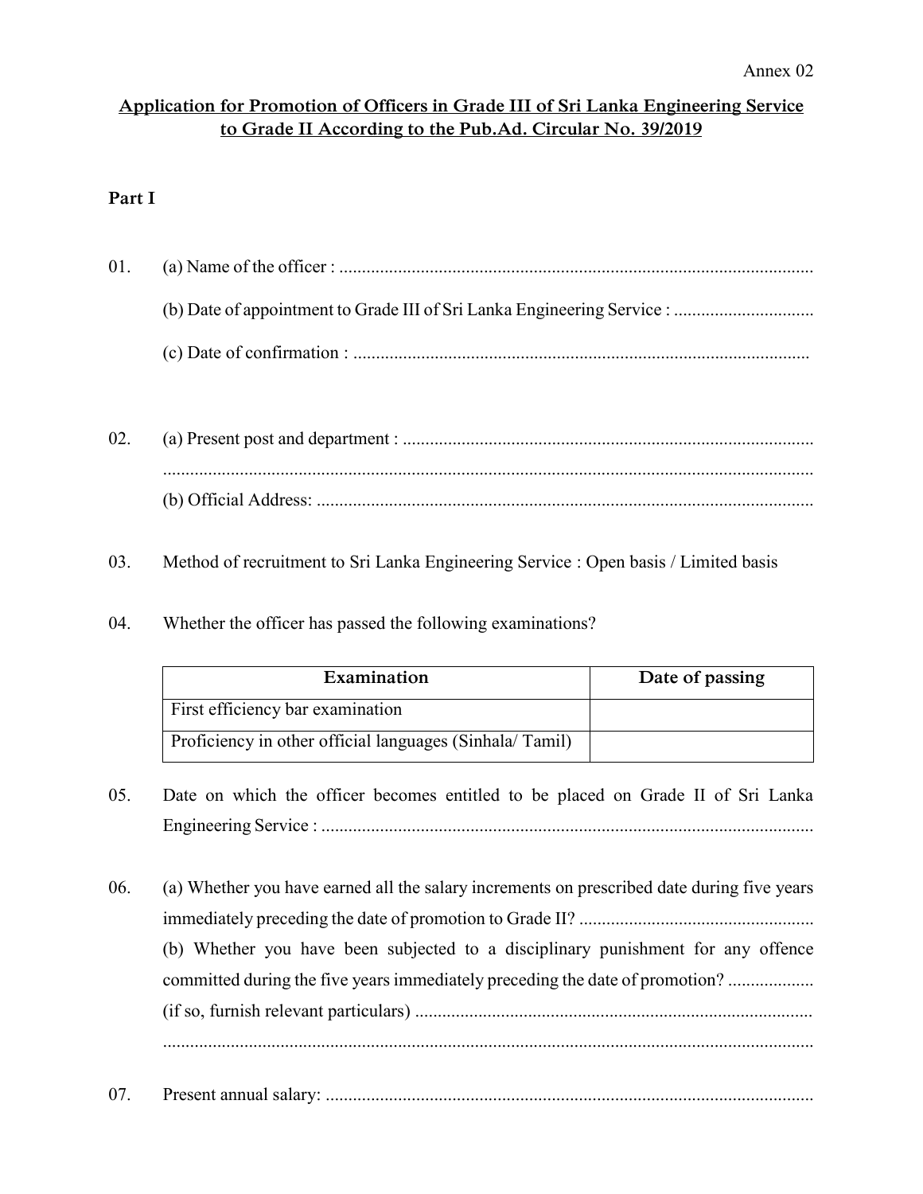Annex 02

## Application for Promotion of Officers in Grade III of Sri Lanka Engineering Service to Grade II According to the Pub.Ad. Circular No. 39/2019

**Part I**

01. (a) Name of the officer : ........................................................................................................

    (b) Date of appointment to Grade III of Sri Lanka Engineering Service : ..............................

    (c) Date of confirmation : ....................................................................................................

02. (a) Present post and department : ..........................................................................................

    ................................................................................................................................................

    (b) Official Address: .............................................................................................................

03. Method of recruitment to Sri Lanka Engineering Service : Open basis / Limited basis

04. Whether the officer has passed the following examinations?

| Examination | Date of passing |
|---|---|
| First efficiency bar examination | |
| Proficiency in other official languages (Sinhala/ Tamil) | |

05. Date on which the officer becomes entitled to be placed on Grade II of Sri Lanka Engineering Service : ...........................................................................................................

06. (a) Whether you have earned all the salary increments on prescribed date during five years immediately preceding the date of promotion to Grade II? ...................................................

    (b) Whether you have been subjected to a disciplinary punishment for any offence committed during the five years immediately preceding the date of promotion? ..................

    (if so, furnish relevant particulars) .......................................................................................

    ................................................................................................................................................

07. Present annual salary: ...........................................................................................................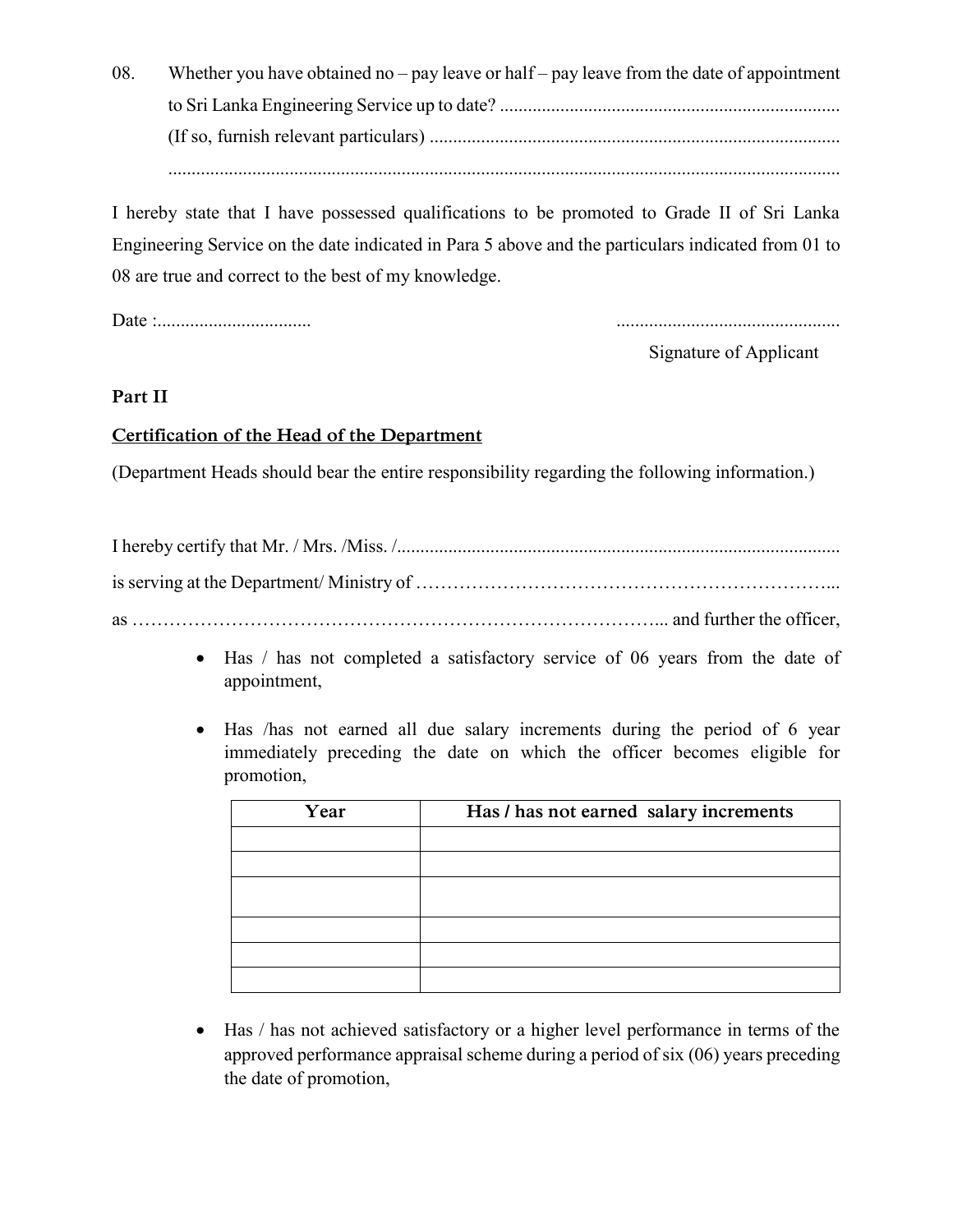08. Whether you have obtained no – pay leave or half – pay leave from the date of appointment to Sri Lanka Engineering Service up to date? ........................................................................
(If so, furnish relevant particulars) .......................................................................................
...............................................................................................................................................

I hereby state that I have possessed qualifications to be promoted to Grade II of Sri Lanka Engineering Service on the date indicated in Para 5 above and the particulars indicated from 01 to 08 are true and correct to the best of my knowledge.

Date :................................. ...............................................

Signature of Applicant

**Part II**

**Certification of the Head of the Department**

(Department Heads should bear the entire responsibility regarding the following information.)

I hereby certify that Mr. / Mrs. /Miss. /.............................................................................................

is serving at the Department/ Ministry of …………………………………………………………...

as …………………………………………………………………………... and further the officer,

- Has / has not completed a satisfactory service of 06 years from the date of appointment,
- Has /has not earned all due salary increments during the period of 6 year immediately preceding the date on which the officer becomes eligible for promotion,

| Year | Has / has not earned salary increments |
|---|---|
| | |
| | |
| | |
| | |
| | |
| | |

- Has / has not achieved satisfactory or a higher level performance in terms of the approved performance appraisal scheme during a period of six (06) years preceding the date of promotion,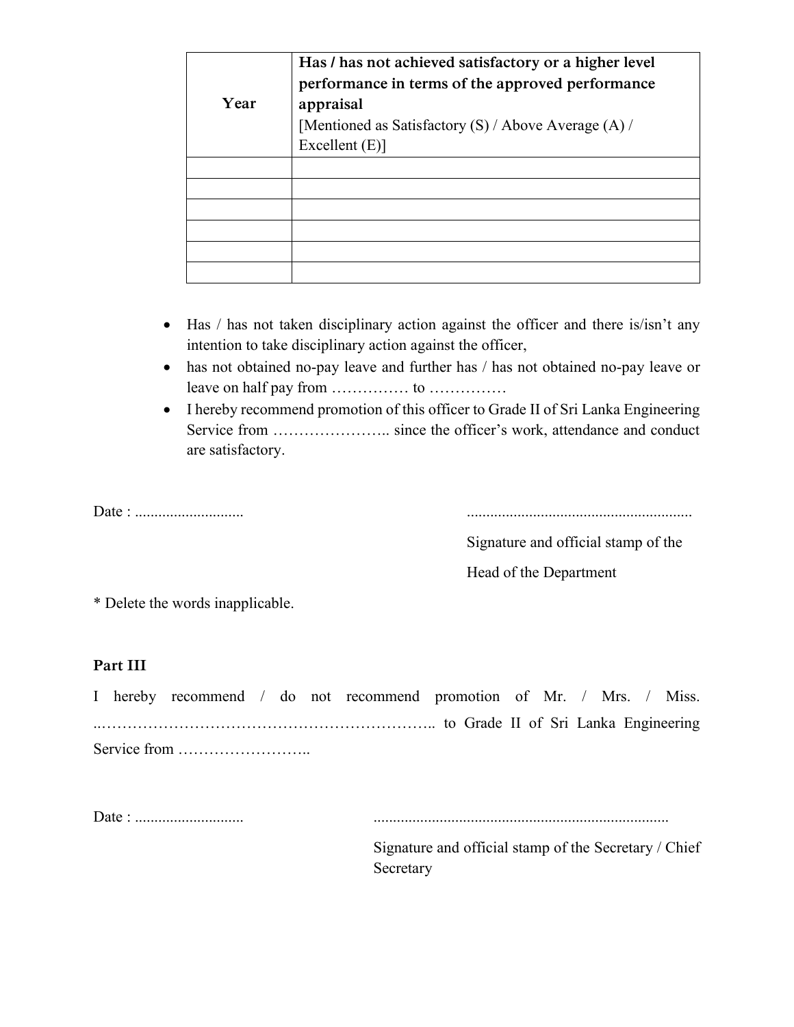| Year | **Has / has not achieved satisfactory or a higher level performance in terms of the approved performance appraisal**<br>[Mentioned as Satisfactory (S) / Above Average (A) / Excellent (E)] |
|---|---|
| | |
| | |
| | |
| | |
| | |
| | |

- Has / has not taken disciplinary action against the officer and there is/isn't any intention to take disciplinary action against the officer,
- has not obtained no-pay leave and further has / has not obtained no-pay leave or leave on half pay from …………… to ……………
- I hereby recommend promotion of this officer to Grade II of Sri Lanka Engineering Service from ………………….. since the officer's work, attendance and conduct are satisfactory.

Date : ............................

.........................................................

Signature and official stamp of the Head of the Department

* Delete the words inapplicable.

**Part III**

I hereby recommend / do not recommend promotion of Mr. / Mrs. / Miss. ..…………………………………………………….. to Grade II of Sri Lanka Engineering Service from ……………………..

Date : ............................

...........................................................................

Signature and official stamp of the Secretary / Chief Secretary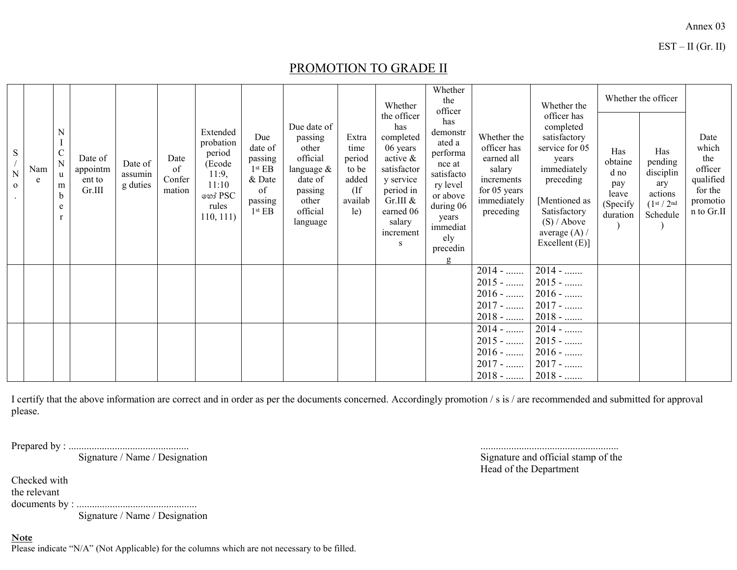Annex 03

EST – II (Gr. II)

# PROMOTION TO GRADE II

| S/No. | Name | NIC Number | Date of appointment to Gr.III | Date of assuming duties | Date of Confermation | Extended probation period (Ecode 11:9, 11:10 හෝ PSC rules 110, 111) | Due date of passing 1st EB & Date of passing 1st EB | Due date of passing other official language & date of passing other official language | Extra time period to be added (If available) | Whether the officer has completed 06 years active & satisfactory service period in Gr.III & earned 06 salary increments | Whether the officer has demonstrated a performance at satisfactory level or above during 06 years immediately preceding | Whether the officer has earned all salary increments for 05 years immediately preceding | Whether the officer has completed satisfactory service for 05 years immediately preceding [Mentioned as Satisfactory (S) / Above average (A) / Excellent (E)] | Whether the officer | | Date which the officer qualified for the promotion to Gr.II |
|---|---|---|---|---|---|---|---|---|---|---|---|---|---|---|---|---|
| | | | | | | | | | | | | | | Has obtained no pay leave (Specify duration) | Has pending disciplinary actions (1st / 2nd Schedule) | |
| | | | | | | | | | | | | 2014 - .......<br>2015 - .......<br>2016 - .......<br>2017 - .......<br>2018 - ....... | 2014 - .......<br>2015 - .......<br>2016 - .......<br>2017 - .......<br>2018 - ....... | | | |
| | | | | | | | | | | | | 2014 - .......<br>2015 - .......<br>2016 - .......<br>2017 - .......<br>2018 - ....... | 2014 - .......<br>2015 - .......<br>2016 - .......<br>2017 - .......<br>2018 - ....... | | | |

I certify that the above information are correct and in order as per the documents concerned. Accordingly promotion / s is / are recommended and submitted for approval please.

Prepared by : ...............................................
Signature / Name / Designation

.....................................................
Signature and official stamp of the Head of the Department

Checked with the relevant documents by : ...............................................
Signature / Name / Designation

**Note**

Please indicate "N/A" (Not Applicable) for the columns which are not necessary to be filled.